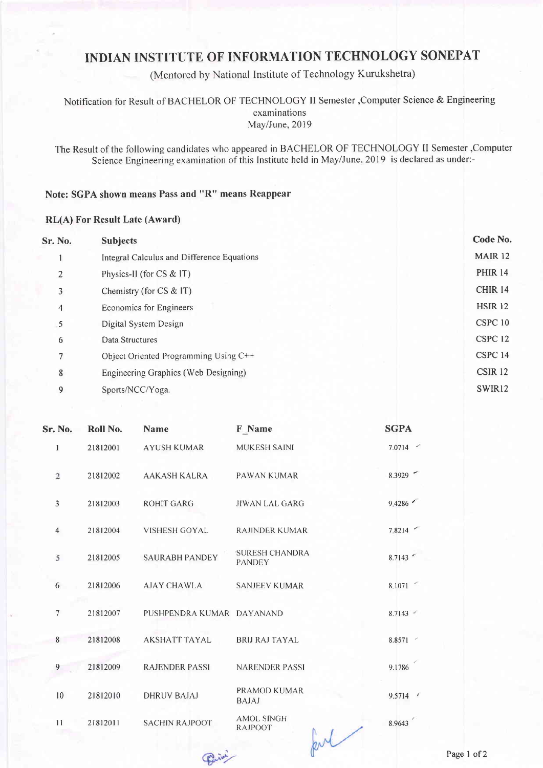# INDIAN INSTITUTE OF INFORMATION TECHNOLOGY SONEPAT

(Mentored by National Institute of Technology Kurukshetra)

Notification for Result of BACHELOR OF TECHNOLOGY II Semester ,Computer Science & Engineering examinations
May/June, 2019

The Result of the following candidates who appeared in BACHELOR OF TECHNOLOGY II Semester ,Computer Science Engineering examination of this Institute held in May/June, 2019 is declared as under:-

**Note: SGPA shown means Pass and "R" means Reappear**

**RL(A) For Result Late (Award)**

| Sr. No. | Subjects | Code No. |
|---|---|---|
| 1 | Integral Calculus and Difference Equations | MAIR 12 |
| 2 | Physics-II (for CS & IT) | PHIR 14 |
| 3 | Chemistry (for CS & IT) | CHIR 14 |
| 4 | Economics for Engineers | HSIR 12 |
| 5 | Digital System Design | CSPC 10 |
| 6 | Data Structures | CSPC 12 |
| 7 | Object Oriented Programming Using C++ | CSPC 14 |
| 8 | Engineering Graphics (Web Designing) | CSIR 12 |
| 9 | Sports/NCC/Yoga. | SWIR12 |

| Sr. No. | Roll No. | Name | F_Name | SGPA |
|---|---|---|---|---|
| 1 | 21812001 | AYUSH KUMAR | MUKESH SAINI | 7.0714 |
| 2 | 21812002 | AAKASH KALRA | PAWAN KUMAR | 8.3929 |
| 3 | 21812003 | ROHIT GARG | JIWAN LAL GARG | 9.4286 |
| 4 | 21812004 | VISHESH GOYAL | RAJINDER KUMAR | 7.8214 |
| 5 | 21812005 | SAURABH PANDEY | SURESH CHANDRA PANDEY | 8.7143 |
| 6 | 21812006 | AJAY CHAWLA | SANJEEV KUMAR | 8.1071 |
| 7 | 21812007 | PUSHPENDRA KUMAR | DAYANAND | 8.7143 |
| 8 | 21812008 | AKSHATT TAYAL | BRIJ RAJ TAYAL | 8.8571 |
| 9 | 21812009 | RAJENDER PASSI | NARENDER PASSI | 9.1786 |
| 10 | 21812010 | DHRUV BAJAJ | PRAMOD KUMAR BAJAJ | 9.5714 |
| 11 | 21812011 | SACHIN RAJPOOT | AMOL SINGH RAJPOOT | 8.9643 |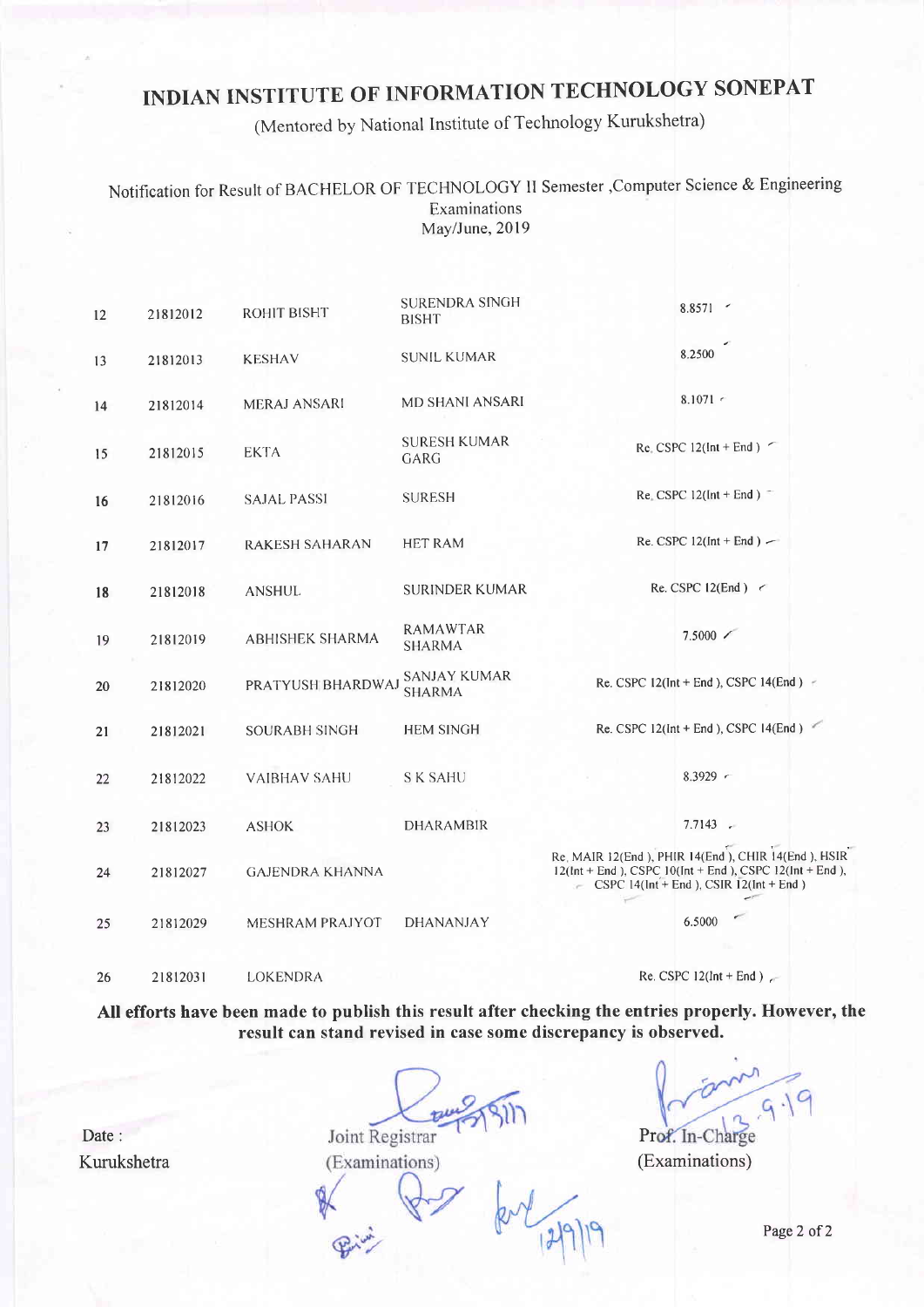# INDIAN INSTITUTE OF INFORMATION TECHNOLOGY SONEPAT

(Mentored by National Institute of Technology Kurukshetra)

Notification for Result of BACHELOR OF TECHNOLOGY II Semester ,Computer Science & Engineering Examinations
May/June, 2019

| | | | | |
|---|---|---|---|---|
| 12 | 21812012 | ROHIT BISHT | SURENDRA SINGH BISHT | 8.8571 |
| 13 | 21812013 | KESHAV | SUNIL KUMAR | 8.2500 |
| 14 | 21812014 | MERAJ ANSARI | MD SHANI ANSARI | 8.1071 |
| 15 | 21812015 | EKTA | SURESH KUMAR GARG | Re. CSPC 12(Int + End ) |
| 16 | 21812016 | SAJAL PASSI | SURESH | Re. CSPC 12(Int + End ) |
| 17 | 21812017 | RAKESH SAHARAN | HET RAM | Re. CSPC 12(Int + End ) |
| 18 | 21812018 | ANSHUL | SURINDER KUMAR | Re. CSPC 12(End ) |
| 19 | 21812019 | ABHISHEK SHARMA | RAMAWTAR SHARMA | 7.5000 |
| 20 | 21812020 | PRATYUSH BHARDWAJ | SANJAY KUMAR SHARMA | Re. CSPC 12(Int + End ), CSPC 14(End ) |
| 21 | 21812021 | SOURABH SINGH | HEM SINGH | Re. CSPC 12(Int + End ), CSPC 14(End ) |
| 22 | 21812022 | VAIBHAV SAHU | S K SAHU | 8.3929 |
| 23 | 21812023 | ASHOK | DHARAMBIR | 7.7143 |
| 24 | 21812027 | GAJENDRA KHANNA | | Re. MAIR 12(End ), PHIR 14(End ), CHIR 14(End ), HSIR 12(Int + End ), CSPC 10(Int + End ), CSPC 12(Int + End ), CSPC 14(Int + End ), CSIR 12(Int + End ) |
| 25 | 21812029 | MESHRAM PRAJYOT | DHANANJAY | 6.5000 |
| 26 | 21812031 | LOKENDRA | | Re. CSPC 12(Int + End ) |

**All efforts have been made to publish this result after checking the entries properly. However, the result can stand revised in case some discrepancy is observed.**

Date :
Kurukshetra

Joint Registrar
(Examinations)

Prof. In-Charge
(Examinations)